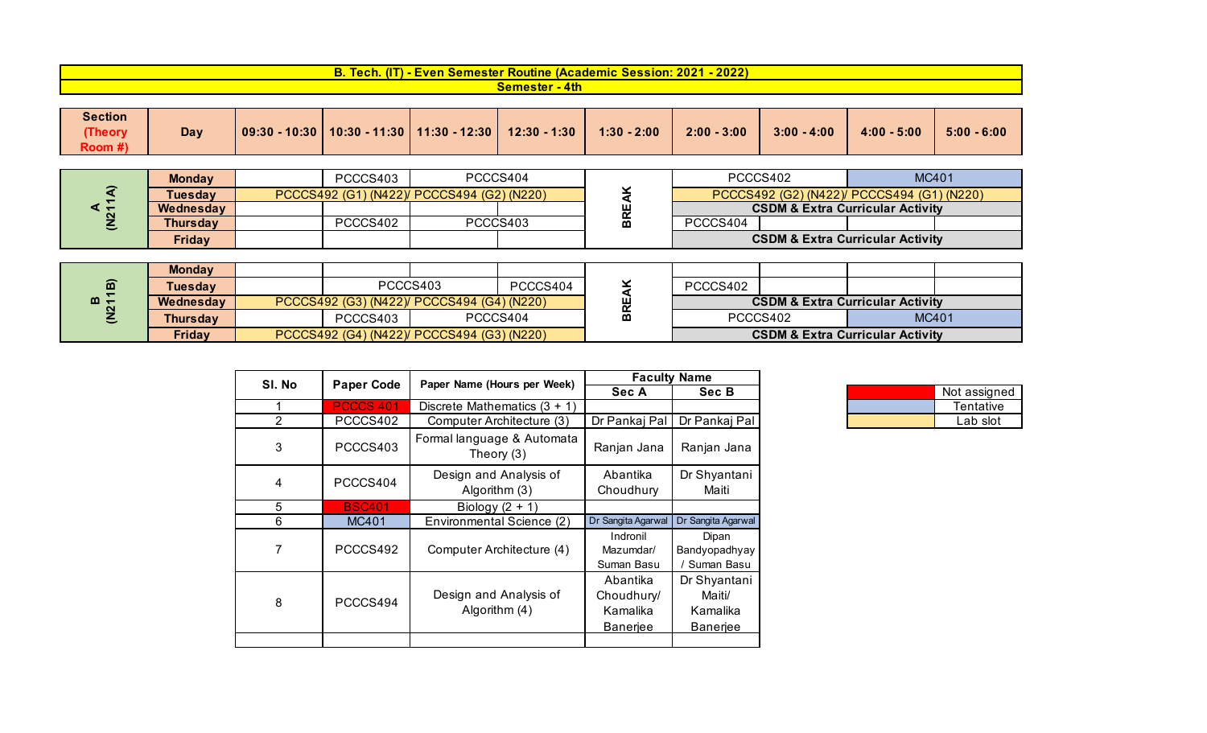# B. Tech. (IT) - Even Semester Routine (Academic Session: 2021 - 2022)

## Semester - 4th

| Section (Theory Room #) | Day | 09:30 - 10:30 | 10:30 - 11:30 | 11:30 - 12:30 | 12:30 - 1:30 | 1:30 - 2:00 | 2:00 - 3:00 | 3:00 - 4:00 | 4:00 - 5:00 | 5:00 - 6:00 |
|---|---|---|---|---|---|---|---|---|---|---|
| A (N211A) | Monday | | PCCCS403 | PCCCS404 | | BREAK | PCCCS402 | | MC401 | |
| | Tuesday | PCCCS492 (G1) (N422)/ PCCCS494 (G2) (N220) | | | | | PCCCS492 (G2) (N422)/ PCCCS494 (G1) (N220) | | | |
| | Wednesday | | | | | | CSDM & Extra Curricular Activity | | | |
| | Thursday | | PCCCS402 | PCCCS403 | | | PCCCS404 | | | |
| | Friday | | | | | | CSDM & Extra Curricular Activity | | | |
| B (N211B) | Monday | | | | | BREAK | | | | |
| | Tuesday | | PCCCS403 | | PCCCS404 | | PCCCS402 | | | |
| | Wednesday | PCCCS492 (G3) (N422)/ PCCCS494 (G4) (N220) | | | | | CSDM & Extra Curricular Activity | | | |
| | Thursday | | PCCCS403 | PCCCS404 | | | PCCCS402 | | MC401 | |
| | Friday | PCCCS492 (G4) (N422)/ PCCCS494 (G3) (N220) | | | | | CSDM & Extra Curricular Activity | | | |

| Sl. No | Paper Code | Paper Name (Hours per Week) | Faculty Name | |
|---|---|---|---|---|
| | | | Sec A | Sec B |
| 1 | PCCCS 401 | Discrete Mathematics (3 + 1) | | |
| 2 | PCCCS402 | Computer Architecture (3) | Dr Pankaj Pal | Dr Pankaj Pal |
| 3 | PCCCS403 | Formal language & Automata Theory (3) | Ranjan Jana | Ranjan Jana |
| 4 | PCCCS404 | Design and Analysis of Algorithm (3) | Abantika Choudhury | Dr Shyantani Maiti |
| 5 | BSC401 | Biology (2 + 1) | | |
| 6 | MC401 | Environmental Science (2) | Dr Sangita Agarwal | Dr Sangita Agarwal |
| 7 | PCCCS492 | Computer Architecture (4) | Indronil Mazumdar/ Suman Basu | Dipan Bandyopadhyay / Suman Basu |
| 8 | PCCCS494 | Design and Analysis of Algorithm (4) | Abantika Choudhury/ Kamalika Banerjee | Dr Shyantani Maiti/ Kamalika Banerjee |
| | | | | |

| Legend | |
|---|---|
| (Red) | Not assigned |
| (Blue) | Tentative |
| (Yellow) | Lab slot |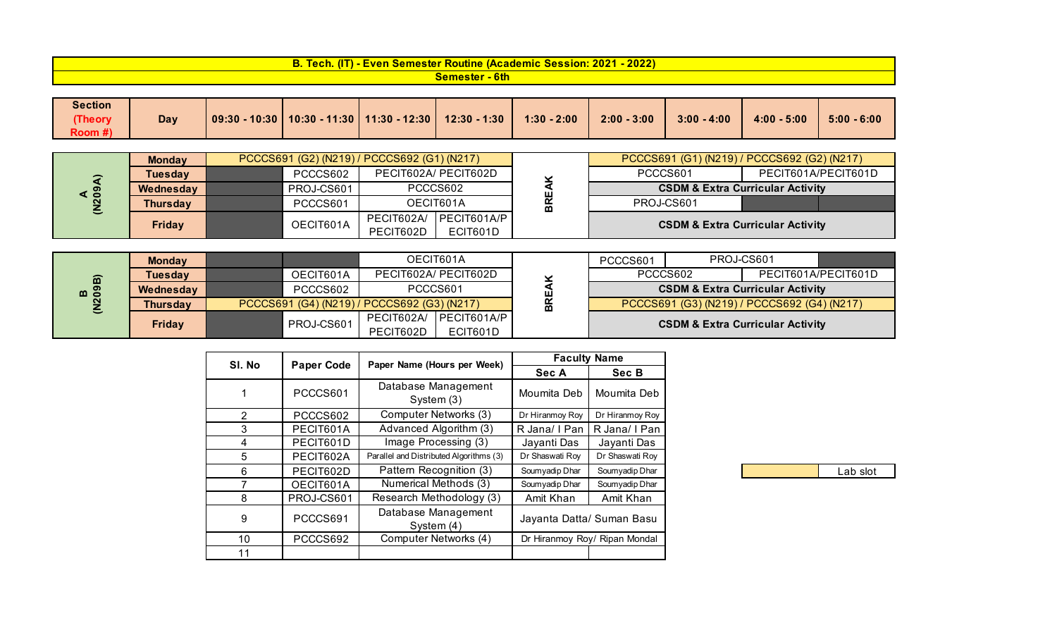# B. Tech. (IT) - Even Semester Routine (Academic Session: 2021 - 2022)

## Semester - 6th

| Section (Theory Room #) | Day | 09:30 - 10:30 | 10:30 - 11:30 | 11:30 - 12:30 | 12:30 - 1:30 | 1:30 - 2:00 | 2:00 - 3:00 | 3:00 - 4:00 | 4:00 - 5:00 | 5:00 - 6:00 |
|---|---|---|---|---|---|---|---|---|---|---|
| A (N209A) | Monday | PCCCS691 (G2) (N219) / PCCCS692 (G1) (N217) | | | | BREAK | PCCCS691 (G1) (N219) / PCCCS692 (G2) (N217) | | | |
| | Tuesday | | PCCCS602 | PECIT602A/ PECIT602D | | | PCCCS601 | | PECIT601A/PECIT601D | |
| | Wednesday | | PROJ-CS601 | PCCCS602 | | | CSDM & Extra Curricular Activity | | | |
| | Thursday | | PCCCS601 | OECIT601A | | | PROJ-CS601 | | | |
| | Friday | | OECIT601A | PECIT602A/ PECIT602D | PECIT601A/PECIT601D | | CSDM & Extra Curricular Activity | | | |
| B (N209B) | Monday | | | OECIT601A | | BREAK | PCCCS601 | PROJ-CS601 | | |
| | Tuesday | | OECIT601A | PECIT602A/ PECIT602D | | | PCCCS602 | | PECIT601A/PECIT601D | |
| | Wednesday | | PCCCS602 | PCCCS601 | | | CSDM & Extra Curricular Activity | | | |
| | Thursday | PCCCS691 (G4) (N219) / PCCCS692 (G3) (N217) | | | | | PCCCS691 (G3) (N219) / PCCCS692 (G4) (N217) | | | |
| | Friday | | PROJ-CS601 | PECIT602A/ PECIT602D | PECIT601A/PECIT601D | | CSDM & Extra Curricular Activity | | | |

| Sl. No | Paper Code | Paper Name (Hours per Week) | Faculty Name | |
|---|---|---|---|---|
| | | | Sec A | Sec B |
| 1 | PCCCS601 | Database Management System (3) | Moumita Deb | Moumita Deb |
| 2 | PCCCS602 | Computer Networks (3) | Dr Hiranmoy Roy | Dr Hiranmoy Roy |
| 3 | PECIT601A | Advanced Algorithm (3) | R Jana/ I Pan | R Jana/ I Pan |
| 4 | PECIT601D | Image Processing (3) | Jayanti Das | Jayanti Das |
| 5 | PECIT602A | Parallel and Distributed Algorithms (3) | Dr Shaswati Roy | Dr Shaswati Roy |
| 6 | PECIT602D | Pattern Recognition (3) | Soumyadip Dhar | Soumyadip Dhar |
| 7 | OECIT601A | Numerical Methods (3) | Soumyadip Dhar | Soumyadip Dhar |
| 8 | PROJ-CS601 | Research Methodology (3) | Amit Khan | Amit Khan |
| 9 | PCCCS691 | Database Management System (4) | Jayanta Datta/ Suman Basu | |
| 10 | PCCCS692 | Computer Networks (4) | Dr Hiranmoy Roy/ Ripan Mondal | |
| 11 | | | | |

| | Lab slot |
|---|---|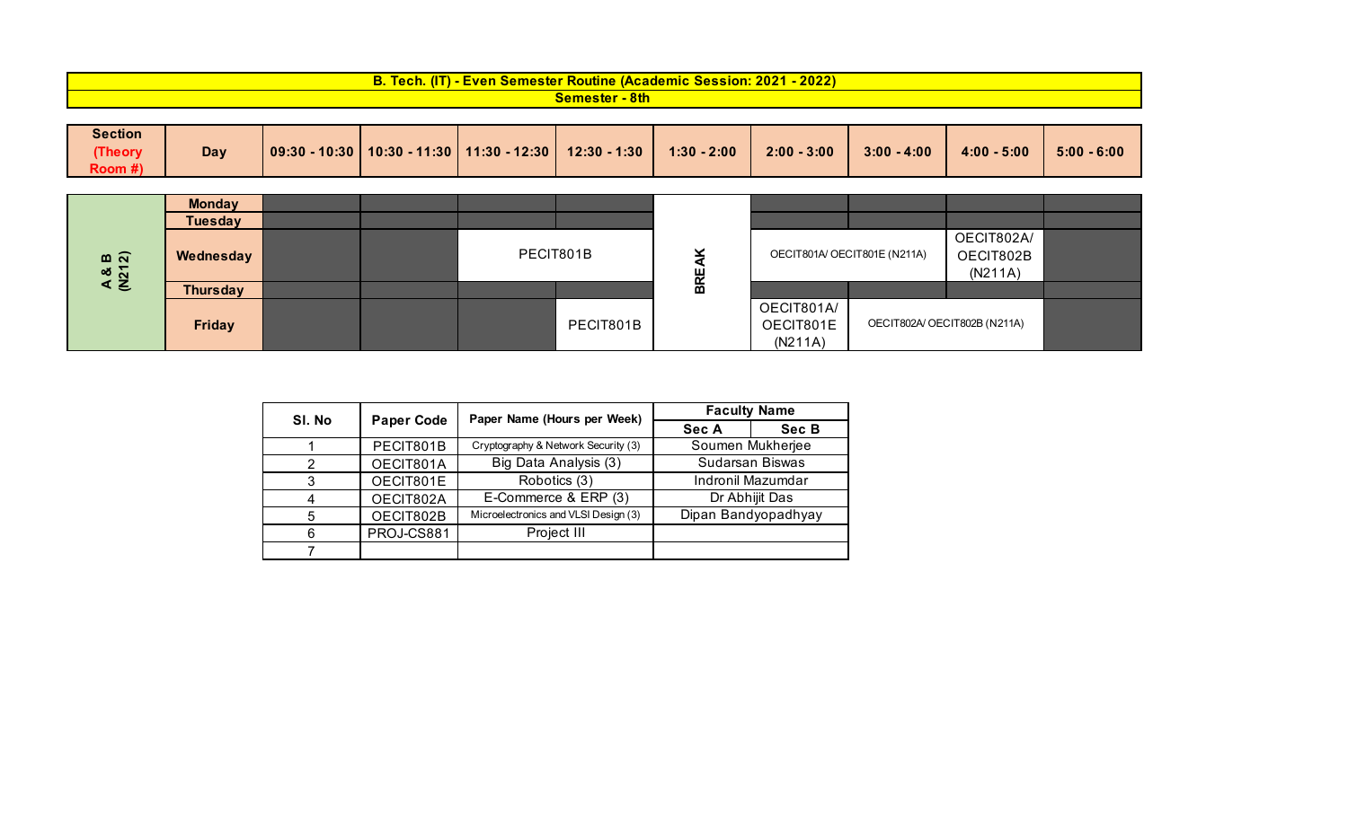**B. Tech. (IT) - Even Semester Routine (Academic Session: 2021 - 2022)**

**Semester - 8th**

| Section (Theory Room #) | Day | 09:30 - 10:30 | 10:30 - 11:30 | 11:30 - 12:30 | 12:30 - 1:30 | 1:30 - 2:00 | 2:00 - 3:00 | 3:00 - 4:00 | 4:00 - 5:00 | 5:00 - 6:00 |
|---|---|---|---|---|---|---|---|---|---|---|
| A & B (N212) | Monday | | | | | BREAK | | | | |
| | Tuesday | | | | | | | | | |
| | Wednesday | | | PECIT801B | | | OECIT801A/ OECIT801E (N211A) | | OECIT802A/ OECIT802B (N211A) | |
| | Thursday | | | | | | | | | |
| | Friday | | | | PECIT801B | | OECIT801A/ OECIT801E (N211A) | OECIT802A/ OECIT802B (N211A) | | |

| Sl. No | Paper Code | Paper Name (Hours per Week) | Faculty Name | |
|---|---|---|---|---|
| | | | Sec A | Sec B |
| 1 | PECIT801B | Cryptography & Network Security (3) | Soumen Mukherjee | |
| 2 | OECIT801A | Big Data Analysis (3) | Sudarsan Biswas | |
| 3 | OECIT801E | Robotics (3) | Indronil Mazumdar | |
| 4 | OECIT802A | E-Commerce & ERP (3) | Dr Abhijit Das | |
| 5 | OECIT802B | Microelectronics and VLSI Design (3) | Dipan Bandyopadhyay | |
| 6 | PROJ-CS881 | Project III | | |
| 7 | | | | |